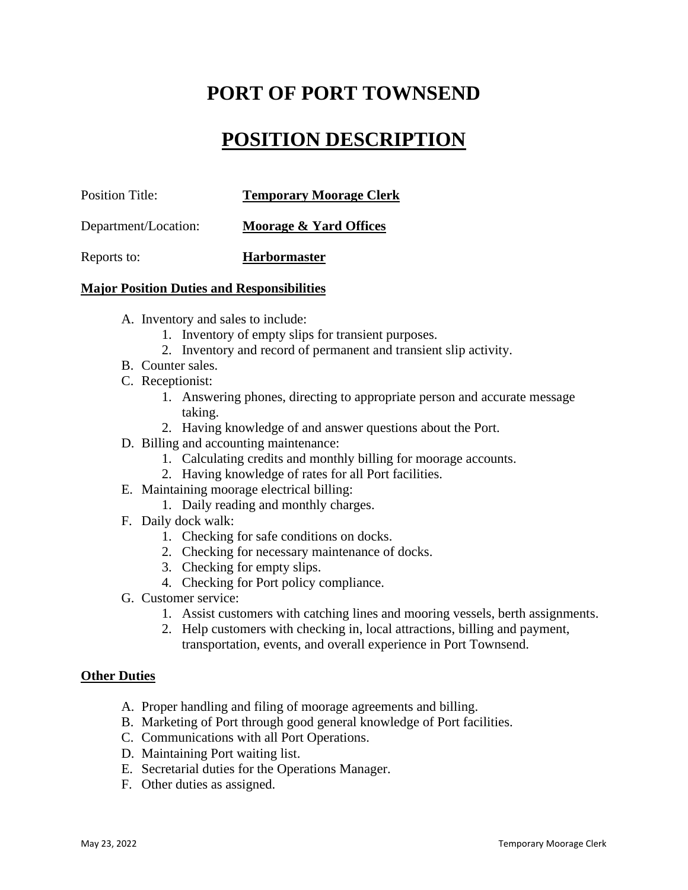# PORT OF PORT TOWNSEND

## POSITION DESCRIPTION

Position Title: **Temporary Moorage Clerk**

Department/Location: **Moorage & Yard Offices**

Reports to: **Harbormaster**

### Major Position Duties and Responsibilities

A. Inventory and sales to include:
   1. Inventory of empty slips for transient purposes.
   2. Inventory and record of permanent and transient slip activity.

B. Counter sales.

C. Receptionist:
   1. Answering phones, directing to appropriate person and accurate message taking.
   2. Having knowledge of and answer questions about the Port.

D. Billing and accounting maintenance:
   1. Calculating credits and monthly billing for moorage accounts.
   2. Having knowledge of rates for all Port facilities.

E. Maintaining moorage electrical billing:
   1. Daily reading and monthly charges.

F. Daily dock walk:
   1. Checking for safe conditions on docks.
   2. Checking for necessary maintenance of docks.
   3. Checking for empty slips.
   4. Checking for Port policy compliance.

G. Customer service:
   1. Assist customers with catching lines and mooring vessels, berth assignments.
   2. Help customers with checking in, local attractions, billing and payment, transportation, events, and overall experience in Port Townsend.

### Other Duties

A. Proper handling and filing of moorage agreements and billing.

B. Marketing of Port through good general knowledge of Port facilities.

C. Communications with all Port Operations.

D. Maintaining Port waiting list.

E. Secretarial duties for the Operations Manager.

F. Other duties as assigned.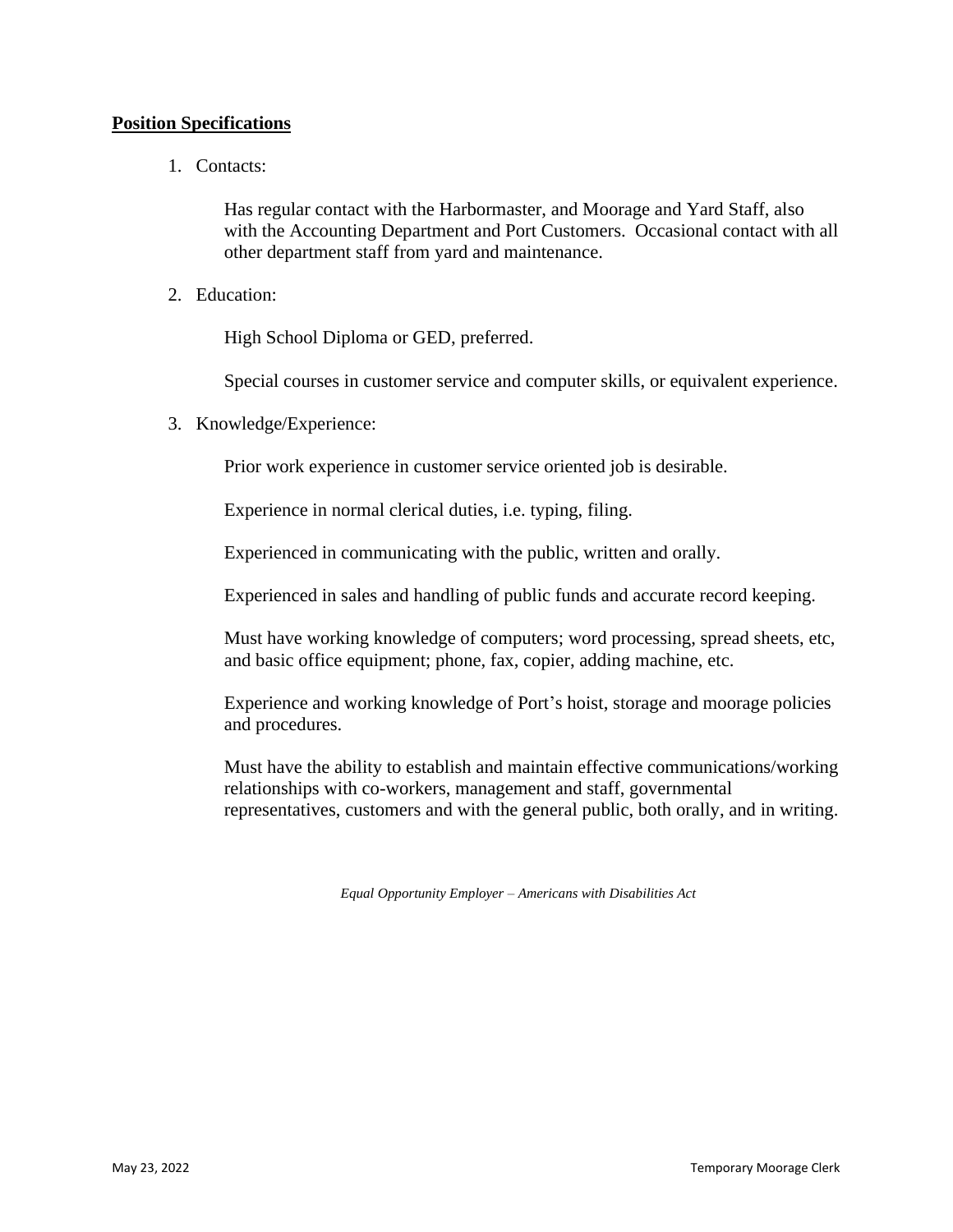**Position Specifications**

1. Contacts:

   Has regular contact with the Harbormaster, and Moorage and Yard Staff, also with the Accounting Department and Port Customers. Occasional contact with all other department staff from yard and maintenance.

2. Education:

   High School Diploma or GED, preferred.

   Special courses in customer service and computer skills, or equivalent experience.

3. Knowledge/Experience:

   Prior work experience in customer service oriented job is desirable.

   Experience in normal clerical duties, i.e. typing, filing.

   Experienced in communicating with the public, written and orally.

   Experienced in sales and handling of public funds and accurate record keeping.

   Must have working knowledge of computers; word processing, spread sheets, etc, and basic office equipment; phone, fax, copier, adding machine, etc.

   Experience and working knowledge of Port's hoist, storage and moorage policies and procedures.

   Must have the ability to establish and maintain effective communications/working relationships with co-workers, management and staff, governmental representatives, customers and with the general public, both orally, and in writing.

*Equal Opportunity Employer – Americans with Disabilities Act*